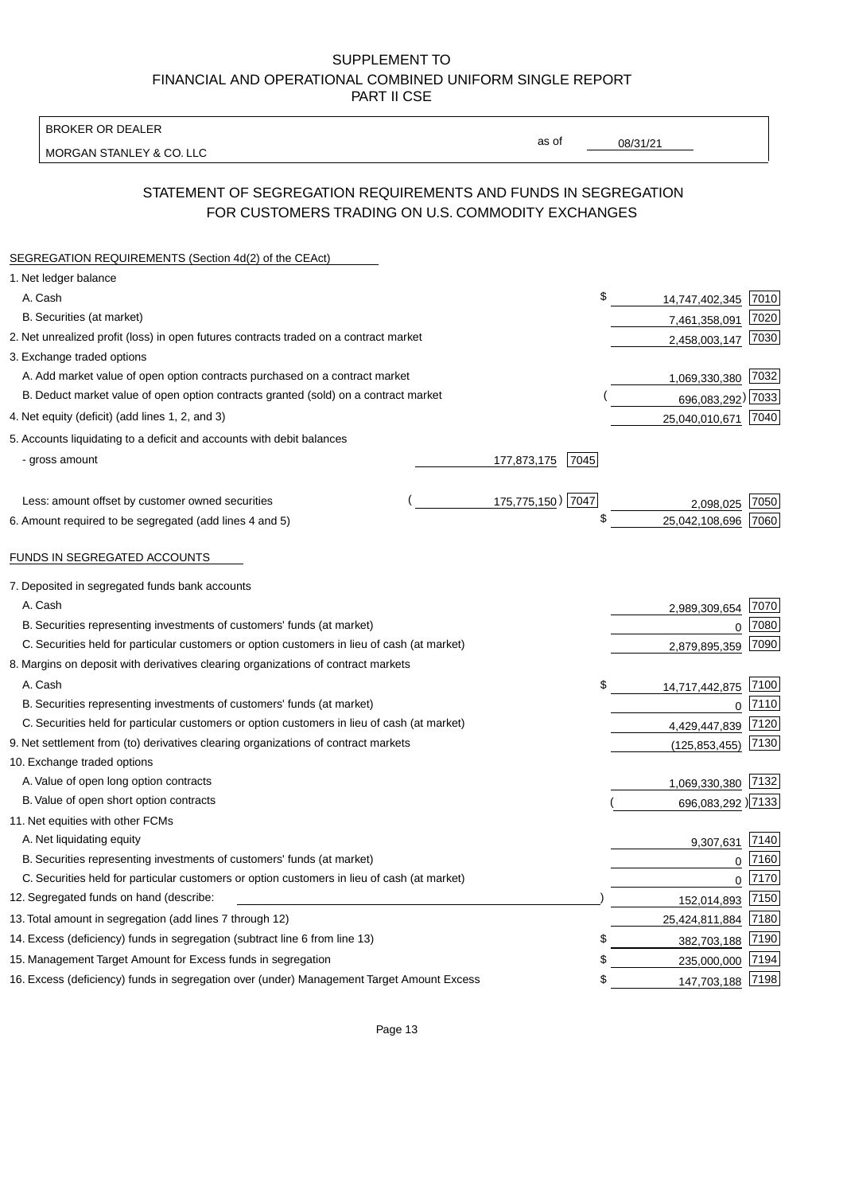SUPPLEMENT TO
FINANCIAL AND OPERATIONAL COMBINED UNIFORM SINGLE REPORT
PART II CSE

BROKER OR DEALER
MORGAN STANLEY & CO. LLC

as of 08/31/21

## STATEMENT OF SEGREGATION REQUIREMENTS AND FUNDS IN SEGREGATION FOR CUSTOMERS TRADING ON U.S. COMMODITY EXCHANGES

SEGREGATION REQUIREMENTS (Section 4d(2) of the CEAct)

| Item | | | Amount | Code |
|---|---|---|---|---|
| 1. Net ledger balance | | | | |
| A. Cash | | | $ 14,747,402,345 | 7010 |
| B. Securities (at market) | | | 7,461,358,091 | 7020 |
| 2. Net unrealized profit (loss) in open futures contracts traded on a contract market | | | 2,458,003,147 | 7030 |
| 3. Exchange traded options | | | | |
| A. Add market value of open option contracts purchased on a contract market | | | 1,069,330,380 | 7032 |
| B. Deduct market value of open option contracts granted (sold) on a contract market | | | (696,083,292) | 7033 |
| 4. Net equity (deficit) (add lines 1, 2, and 3) | | | 25,040,010,671 | 7040 |
| 5. Accounts liquidating to a deficit and accounts with debit balances | | | | |
| - gross amount | 177,873,175 | 7045 | | |
| Less: amount offset by customer owned securities | (175,775,150) | 7047 | 2,098,025 | 7050 |
| 6. Amount required to be segregated (add lines 4 and 5) | | | $ 25,042,108,696 | 7060 |

FUNDS IN SEGREGATED ACCOUNTS

| Item | Amount | Code |
|---|---|---|
| 7. Deposited in segregated funds bank accounts | | |
| A. Cash | 2,989,309,654 | 7070 |
| B. Securities representing investments of customers' funds (at market) | 0 | 7080 |
| C. Securities held for particular customers or option customers in lieu of cash (at market) | 2,879,895,359 | 7090 |
| 8. Margins on deposit with derivatives clearing organizations of contract markets | | |
| A. Cash | $ 14,717,442,875 | 7100 |
| B. Securities representing investments of customers' funds (at market) | 0 | 7110 |
| C. Securities held for particular customers or option customers in lieu of cash (at market) | 4,429,447,839 | 7120 |
| 9. Net settlement from (to) derivatives clearing organizations of contract markets | (125,853,455) | 7130 |
| 10. Exchange traded options | | |
| A. Value of open long option contracts | 1,069,330,380 | 7132 |
| B. Value of open short option contracts | (696,083,292) | 7133 |
| 11. Net equities with other FCMs | | |
| A. Net liquidating equity | 9,307,631 | 7140 |
| B. Securities representing investments of customers' funds (at market) | 0 | 7160 |
| C. Securities held for particular customers or option customers in lieu of cash (at market) | 0 | 7170 |
| 12. Segregated funds on hand (describe: ) | 152,014,893 | 7150 |
| 13. Total amount in segregation (add lines 7 through 12) | 25,424,811,884 | 7180 |
| 14. Excess (deficiency) funds in segregation (subtract line 6 from line 13) | $ 382,703,188 | 7190 |
| 15. Management Target Amount for Excess funds in segregation | $ 235,000,000 | 7194 |
| 16. Excess (deficiency) funds in segregation over (under) Management Target Amount Excess | $ 147,703,188 | 7198 |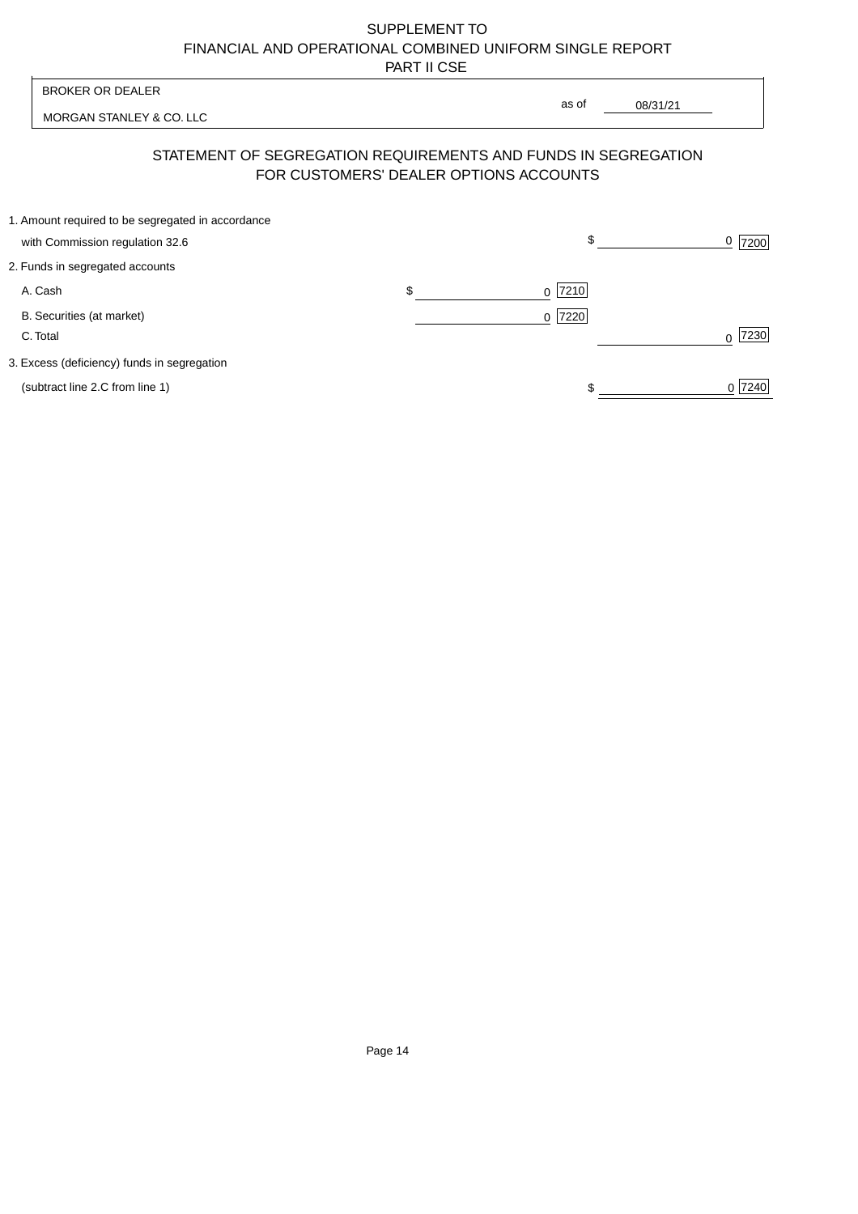SUPPLEMENT TO
FINANCIAL AND OPERATIONAL COMBINED UNIFORM SINGLE REPORT
PART II CSE

BROKER OR DEALER

MORGAN STANLEY & CO. LLC

as of 08/31/21

## STATEMENT OF SEGREGATION REQUIREMENTS AND FUNDS IN SEGREGATION FOR CUSTOMERS' DEALER OPTIONS ACCOUNTS

| | | |
|---|---|---|
| 1. Amount required to be segregated in accordance with Commission regulation 32.6 | | $ 0 [7200] |
| 2. Funds in segregated accounts | | |
| A. Cash | $ 0 [7210] | |
| B. Securities (at market) | 0 [7220] | |
| C. Total | | 0 [7230] |
| 3. Excess (deficiency) funds in segregation (subtract line 2.C from line 1) | | $ 0 [7240] |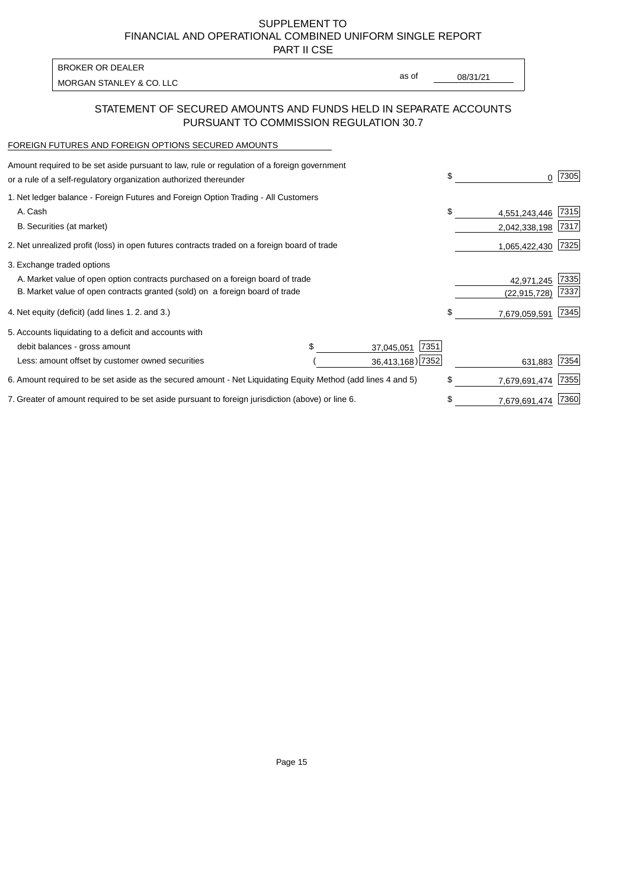SUPPLEMENT TO
FINANCIAL AND OPERATIONAL COMBINED UNIFORM SINGLE REPORT
PART II CSE

| BROKER OR DEALER | | |
|---|---|---|
| MORGAN STANLEY & CO. LLC | as of | 08/31/21 |

## STATEMENT OF SECURED AMOUNTS AND FUNDS HELD IN SEPARATE ACCOUNTS PURSUANT TO COMMISSION REGULATION 30.7

FOREIGN FUTURES AND FOREIGN OPTIONS SECURED AMOUNTS

| | | | | |
|---|---|---|---|---|
| Amount required to be set aside pursuant to law, rule or regulation of a foreign government or a rule of a self-regulatory organization authorized thereunder | | | $ 0 | 7305 |
| 1. Net ledger balance - Foreign Futures and Foreign Option Trading - All Customers | | | | |
| A. Cash | | | $ 4,551,243,446 | 7315 |
| B. Securities (at market) | | | 2,042,338,198 | 7317 |
| 2. Net unrealized profit (loss) in open futures contracts traded on a foreign board of trade | | | 1,065,422,430 | 7325 |
| 3. Exchange traded options | | | | |
| A. Market value of open option contracts purchased on a foreign board of trade | | | 42,971,245 | 7335 |
| B. Market value of open contracts granted (sold) on a foreign board of trade | | | (22,915,728) | 7337 |
| 4. Net equity (deficit) (add lines 1. 2. and 3.) | | | $ 7,679,059,591 | 7345 |
| 5. Accounts liquidating to a deficit and accounts with | | | | |
| debit balances - gross amount | $ 37,045,051 | 7351 | | |
| Less: amount offset by customer owned securities | (36,413,168) | 7352 | 631,883 | 7354 |
| 6. Amount required to be set aside as the secured amount - Net Liquidating Equity Method (add lines 4 and 5) | | | $ 7,679,691,474 | 7355 |
| 7. Greater of amount required to be set aside pursuant to foreign jurisdiction (above) or line 6. | | | $ 7,679,691,474 | 7360 |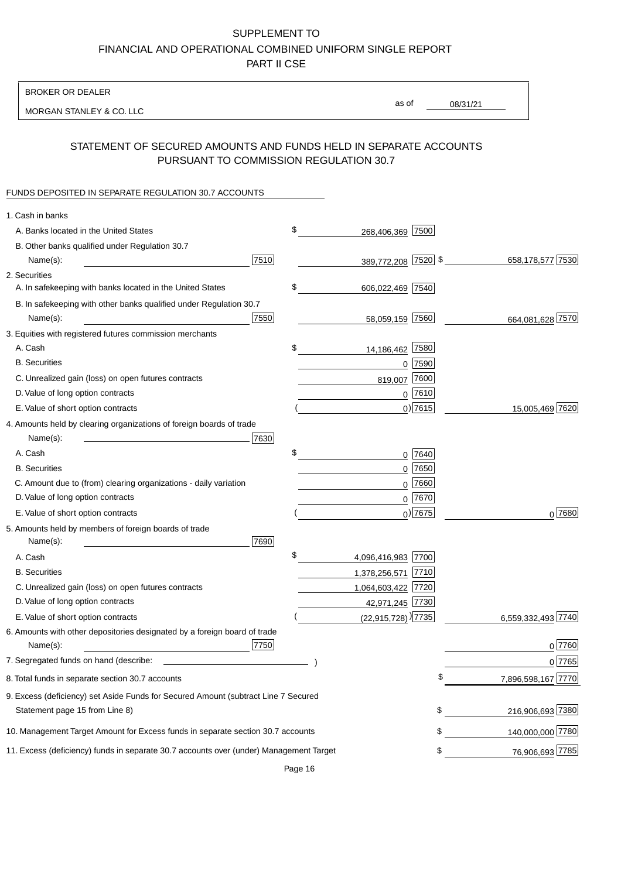# SUPPLEMENT TO
# FINANCIAL AND OPERATIONAL COMBINED UNIFORM SINGLE REPORT
# PART II CSE

BROKER OR DEALER

MORGAN STANLEY & CO. LLC

as of 08/31/21

## STATEMENT OF SECURED AMOUNTS AND FUNDS HELD IN SEPARATE ACCOUNTS PURSUANT TO COMMISSION REGULATION 30.7

FUNDS DEPOSITED IN SEPARATE REGULATION 30.7 ACCOUNTS

| | | | |
|---|---|---|---|
| 1. Cash in banks | | | |
| A. Banks located in the United States | | $ 268,406,369 [7500] | |
| B. Other banks qualified under Regulation 30.7 Name(s): | [7510] | 389,772,208 [7520] | $ 658,178,577 [7530] |
| 2. Securities | | | |
| A. In safekeeping with banks located in the United States | | $ 606,022,469 [7540] | |
| B. In safekeeping with other banks qualified under Regulation 30.7 Name(s): | [7550] | 58,059,159 [7560] | 664,081,628 [7570] |
| 3. Equities with registered futures commission merchants | | | |
| A. Cash | | $ 14,186,462 [7580] | |
| B. Securities | | 0 [7590] | |
| C. Unrealized gain (loss) on open futures contracts | | 819,007 [7600] | |
| D. Value of long option contracts | | 0 [7610] | |
| E. Value of short option contracts | | ( 0) [7615] | 15,005,469 [7620] |
| 4. Amounts held by clearing organizations of foreign boards of trade Name(s): | [7630] | | |
| A. Cash | | $ 0 [7640] | |
| B. Securities | | 0 [7650] | |
| C. Amount due to (from) clearing organizations - daily variation | | 0 [7660] | |
| D. Value of long option contracts | | 0 [7670] | |
| E. Value of short option contracts | | ( 0) [7675] | 0 [7680] |
| 5. Amounts held by members of foreign boards of trade Name(s): | [7690] | | |
| A. Cash | | $ 4,096,416,983 [7700] | |
| B. Securities | | 1,378,256,571 [7710] | |
| C. Unrealized gain (loss) on open futures contracts | | 1,064,603,422 [7720] | |
| D. Value of long option contracts | | 42,971,245 [7730] | |
| E. Value of short option contracts | | ( (22,915,728) ) [7735] | 6,559,332,493 [7740] |
| 6. Amounts with other depositories designated by a foreign board of trade Name(s): | [7750] | | 0 [7760] |
| 7. Segregated funds on hand (describe: ) | | | 0 [7765] |
| 8. Total funds in separate section 30.7 accounts | | | $ 7,896,598,167 [7770] |
| 9. Excess (deficiency) set Aside Funds for Secured Amount (subtract Line 7 Secured Statement page 15 from Line 8) | | | $ 216,906,693 [7380] |
| 10. Management Target Amount for Excess funds in separate section 30.7 accounts | | | $ 140,000,000 [7780] |
| 11. Excess (deficiency) funds in separate 30.7 accounts over (under) Management Target | | | $ 76,906,693 [7785] |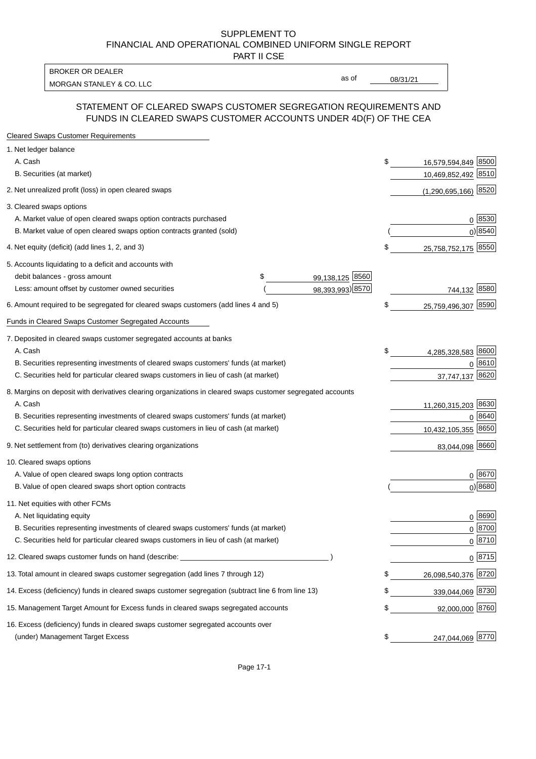SUPPLEMENT TO
FINANCIAL AND OPERATIONAL COMBINED UNIFORM SINGLE REPORT
PART II CSE

BROKER OR DEALER
MORGAN STANLEY & CO. LLC

as of 08/31/21

## STATEMENT OF CLEARED SWAPS CUSTOMER SEGREGATION REQUIREMENTS AND FUNDS IN CLEARED SWAPS CUSTOMER ACCOUNTS UNDER 4D(F) OF THE CEA

| | | | | |
|---|---|---|---|---|
| **Cleared Swaps Customer Requirements** | | | | |
| 1. Net ledger balance | | | | |
| A. Cash | | | $ 16,579,594,849 | 8500 |
| B. Securities (at market) | | | 10,469,852,492 | 8510 |
| 2. Net unrealized profit (loss) in open cleared swaps | | | (1,290,695,166) | 8520 |
| 3. Cleared swaps options | | | | |
| A. Market value of open cleared swaps option contracts purchased | | | 0 | 8530 |
| B. Market value of open cleared swaps option contracts granted (sold) | | | ( 0) | 8540 |
| 4. Net equity (deficit) (add lines 1, 2, and 3) | | | $ 25,758,752,175 | 8550 |
| 5. Accounts liquidating to a deficit and accounts with | | | | |
| debit balances - gross amount | $ 99,138,125 | 8560 | | |
| Less: amount offset by customer owned securities | ( 98,393,993) | 8570 | 744,132 | 8580 |
| 6. Amount required to be segregated for cleared swaps customers (add lines 4 and 5) | | | $ 25,759,496,307 | 8590 |
| **Funds in Cleared Swaps Customer Segregated Accounts** | | | | |
| 7. Deposited in cleared swaps customer segregated accounts at banks | | | | |
| A. Cash | | | $ 4,285,328,583 | 8600 |
| B. Securities representing investments of cleared swaps customers' funds (at market) | | | 0 | 8610 |
| C. Securities held for particular cleared swaps customers in lieu of cash (at market) | | | 37,747,137 | 8620 |
| 8. Margins on deposit with derivatives clearing organizations in cleared swaps customer segregated accounts | | | | |
| A. Cash | | | 11,260,315,203 | 8630 |
| B. Securities representing investments of cleared swaps customers' funds (at market) | | | 0 | 8640 |
| C. Securities held for particular cleared swaps customers in lieu of cash (at market) | | | 10,432,105,355 | 8650 |
| 9. Net settlement from (to) derivatives clearing organizations | | | 83,044,098 | 8660 |
| 10. Cleared swaps options | | | | |
| A. Value of open cleared swaps long option contracts | | | 0 | 8670 |
| B. Value of open cleared swaps short option contracts | | | ( 0) | 8680 |
| 11. Net equities with other FCMs | | | | |
| A. Net liquidating equity | | | 0 | 8690 |
| B. Securities representing investments of cleared swaps customers' funds (at market) | | | 0 | 8700 |
| C. Securities held for particular cleared swaps customers in lieu of cash (at market) | | | 0 | 8710 |
| 12. Cleared swaps customer funds on hand (describe: ____________ ) | | | 0 | 8715 |
| 13. Total amount in cleared swaps customer segregation (add lines 7 through 12) | | | $ 26,098,540,376 | 8720 |
| 14. Excess (deficiency) funds in cleared swaps customer segregation (subtract line 6 from line 13) | | | $ 339,044,069 | 8730 |
| 15. Management Target Amount for Excess funds in cleared swaps segregated accounts | | | $ 92,000,000 | 8760 |
| 16. Excess (deficiency) funds in cleared swaps customer segregated accounts over (under) Management Target Excess | | | $ 247,044,069 | 8770 |